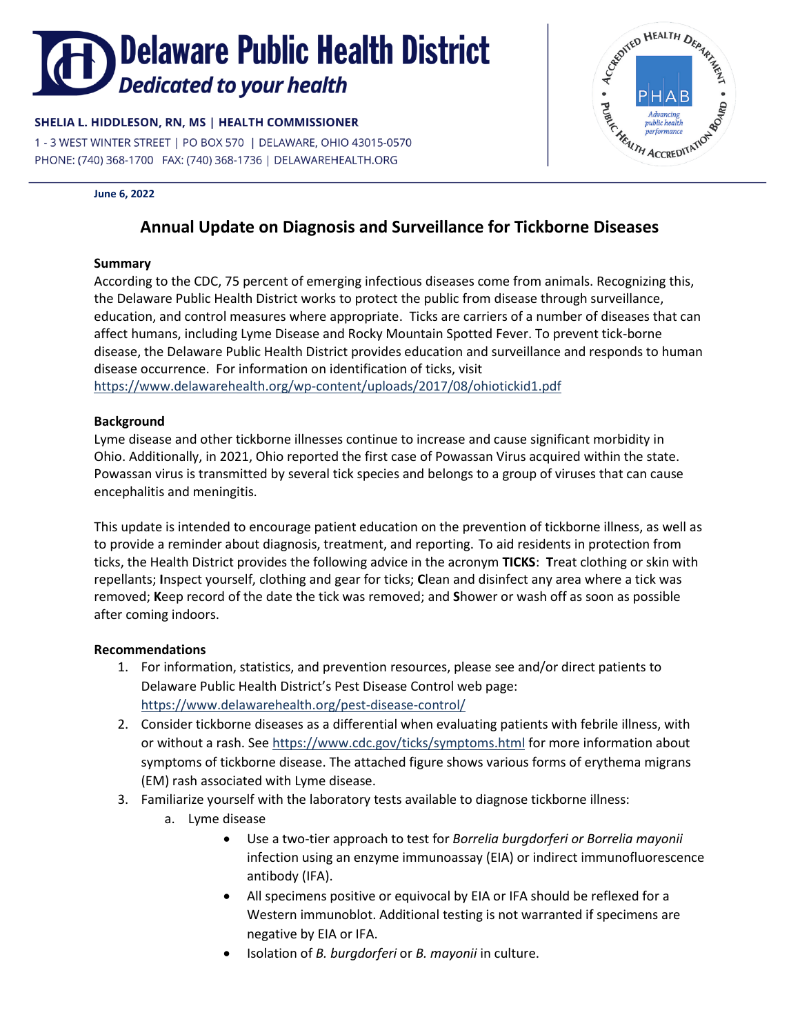# Delaware Public Health District

*Dedicated to your health*

**SHELIA L. HIDDLESON, RN, MS | HEALTH COMMISSIONER**

1 - 3 WEST WINTER STREET | PO BOX 570 | DELAWARE, OHIO 43015-0570

PHONE: (740) 368-1700 FAX: (740) 368-1736 | DELAWAREHEALTH.ORG

**June 6, 2022**

## Annual Update on Diagnosis and Surveillance for Tickborne Diseases

### Summary

According to the CDC, 75 percent of emerging infectious diseases come from animals. Recognizing this, the Delaware Public Health District works to protect the public from disease through surveillance, education, and control measures where appropriate. Ticks are carriers of a number of diseases that can affect humans, including Lyme Disease and Rocky Mountain Spotted Fever. To prevent tick-borne disease, the Delaware Public Health District provides education and surveillance and responds to human disease occurrence. For information on identification of ticks, visit https://www.delawarehealth.org/wp-content/uploads/2017/08/ohiotickid1.pdf

### Background

Lyme disease and other tickborne illnesses continue to increase and cause significant morbidity in Ohio. Additionally, in 2021, Ohio reported the first case of Powassan Virus acquired within the state. Powassan virus is transmitted by several tick species and belongs to a group of viruses that can cause encephalitis and meningitis.

This update is intended to encourage patient education on the prevention of tickborne illness, as well as to provide a reminder about diagnosis, treatment, and reporting. To aid residents in protection from ticks, the Health District provides the following advice in the acronym **TICKS**: **T**reat clothing or skin with repellants; **I**nspect yourself, clothing and gear for ticks; **C**lean and disinfect any area where a tick was removed; **K**eep record of the date the tick was removed; and **S**hower or wash off as soon as possible after coming indoors.

### Recommendations

1. For information, statistics, and prevention resources, please see and/or direct patients to Delaware Public Health District's Pest Disease Control web page: https://www.delawarehealth.org/pest-disease-control/
2. Consider tickborne diseases as a differential when evaluating patients with febrile illness, with or without a rash. See https://www.cdc.gov/ticks/symptoms.html for more information about symptoms of tickborne disease. The attached figure shows various forms of erythema migrans (EM) rash associated with Lyme disease.
3. Familiarize yourself with the laboratory tests available to diagnose tickborne illness:
    a. Lyme disease
        - Use a two-tier approach to test for *Borrelia burgdorferi or Borrelia mayonii* infection using an enzyme immunoassay (EIA) or indirect immunofluorescence antibody (IFA).
        - All specimens positive or equivocal by EIA or IFA should be reflexed for a Western immunoblot. Additional testing is not warranted if specimens are negative by EIA or IFA.
        - Isolation of *B. burgdorferi* or *B. mayonii* in culture.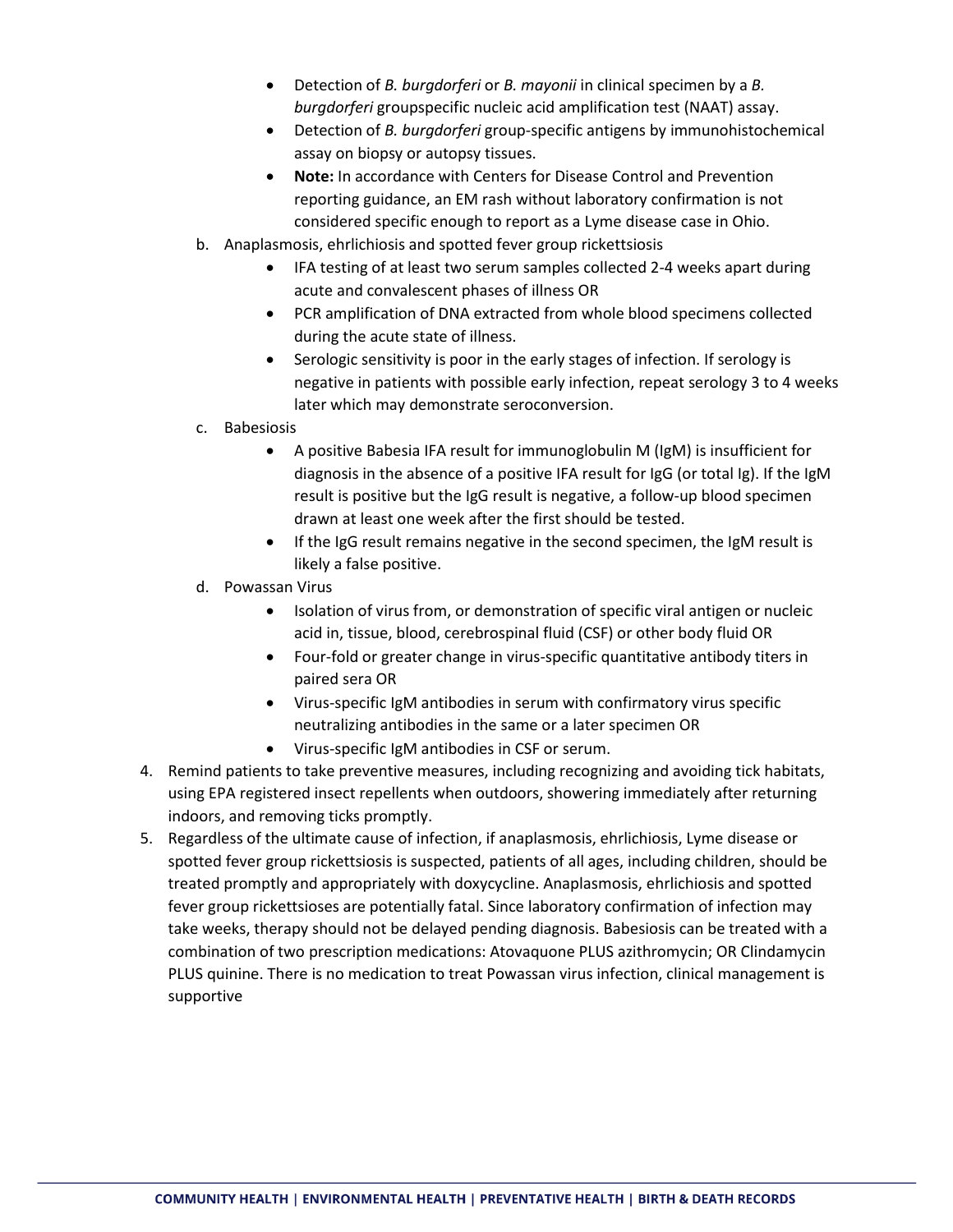- Detection of *B. burgdorferi* or *B. mayonii* in clinical specimen by a *B. burgdorferi* groupspecific nucleic acid amplification test (NAAT) assay.
- Detection of *B. burgdorferi* group-specific antigens by immunohistochemical assay on biopsy or autopsy tissues.
- **Note:** In accordance with Centers for Disease Control and Prevention reporting guidance, an EM rash without laboratory confirmation is not considered specific enough to report as a Lyme disease case in Ohio.

b. Anaplasmosis, ehrlichiosis and spotted fever group rickettsiosis
   - IFA testing of at least two serum samples collected 2-4 weeks apart during acute and convalescent phases of illness OR
   - PCR amplification of DNA extracted from whole blood specimens collected during the acute state of illness.
   - Serologic sensitivity is poor in the early stages of infection. If serology is negative in patients with possible early infection, repeat serology 3 to 4 weeks later which may demonstrate seroconversion.

c. Babesiosis
   - A positive Babesia IFA result for immunoglobulin M (IgM) is insufficient for diagnosis in the absence of a positive IFA result for IgG (or total Ig). If the IgM result is positive but the IgG result is negative, a follow-up blood specimen drawn at least one week after the first should be tested.
   - If the IgG result remains negative in the second specimen, the IgM result is likely a false positive.

d. Powassan Virus
   - Isolation of virus from, or demonstration of specific viral antigen or nucleic acid in, tissue, blood, cerebrospinal fluid (CSF) or other body fluid OR
   - Four-fold or greater change in virus-specific quantitative antibody titers in paired sera OR
   - Virus-specific IgM antibodies in serum with confirmatory virus specific neutralizing antibodies in the same or a later specimen OR
   - Virus-specific IgM antibodies in CSF or serum.

4. Remind patients to take preventive measures, including recognizing and avoiding tick habitats, using EPA registered insect repellents when outdoors, showering immediately after returning indoors, and removing ticks promptly.
5. Regardless of the ultimate cause of infection, if anaplasmosis, ehrlichiosis, Lyme disease or spotted fever group rickettsiosis is suspected, patients of all ages, including children, should be treated promptly and appropriately with doxycycline. Anaplasmosis, ehrlichiosis and spotted fever group rickettsioses are potentially fatal. Since laboratory confirmation of infection may take weeks, therapy should not be delayed pending diagnosis. Babesiosis can be treated with a combination of two prescription medications: Atovaquone PLUS azithromycin; OR Clindamycin PLUS quinine. There is no medication to treat Powassan virus infection, clinical management is supportive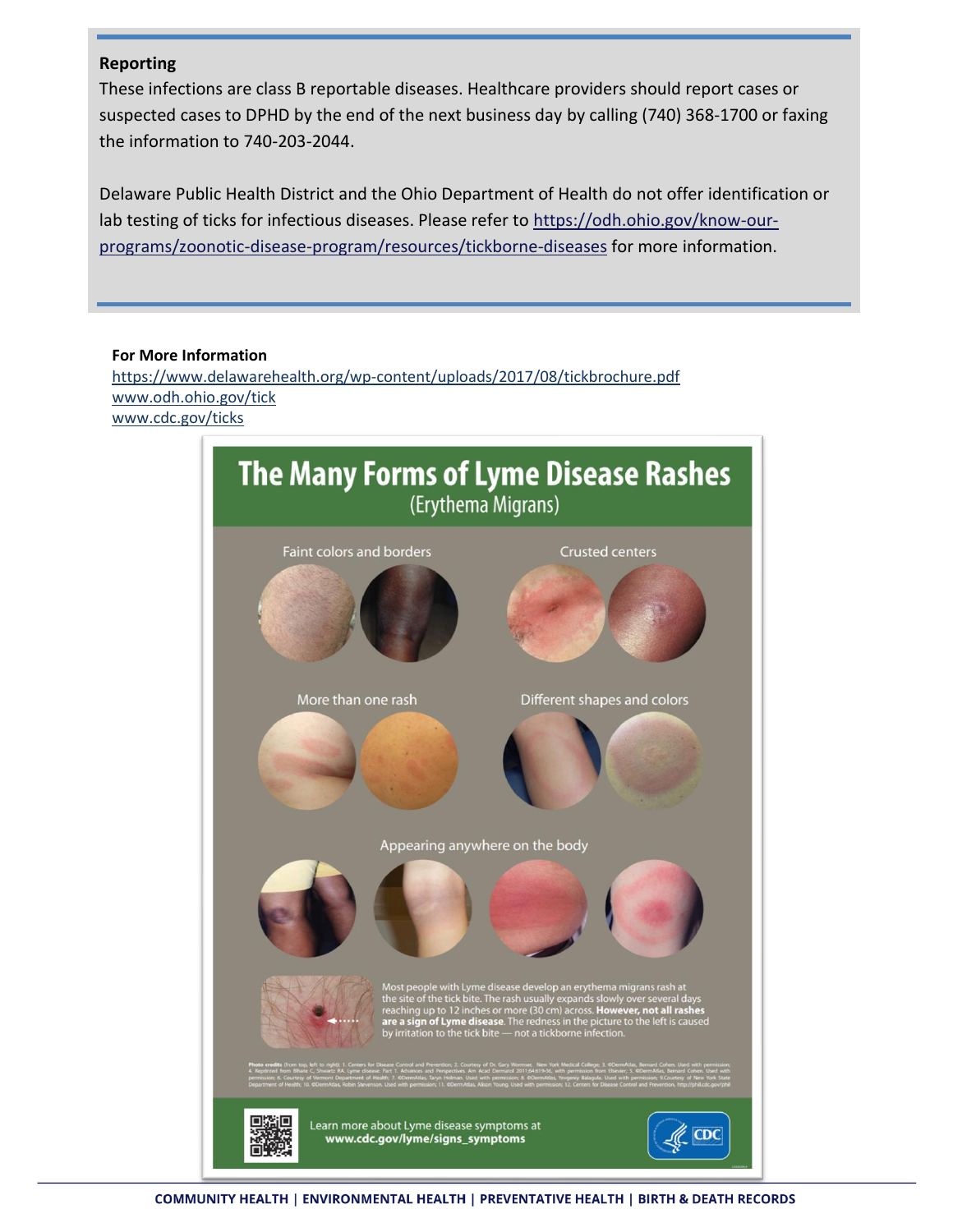**Reporting**

These infections are class B reportable diseases. Healthcare providers should report cases or suspected cases to DPHD by the end of the next business day by calling (740) 368-1700 or faxing the information to 740-203-2044.

Delaware Public Health District and the Ohio Department of Health do not offer identification or lab testing of ticks for infectious diseases. Please refer to https://odh.ohio.gov/know-our-programs/zoonotic-disease-program/resources/tickborne-diseases for more information.

**For More Information**

https://www.delawarehealth.org/wp-content/uploads/2017/08/tickbrochure.pdf
www.odh.ohio.gov/tick
www.cdc.gov/ticks

# The Many Forms of Lyme Disease Rashes
(Erythema Migrans)

Faint colors and borders

Crusted centers

More than one rash

Different shapes and colors

Appearing anywhere on the body

Most people with Lyme disease develop an erythema migrans rash at the site of the tick bite. The rash usually expands slowly over several days reaching up to 12 inches or more (30 cm) across. **However, not all rashes are a sign of Lyme disease**. The redness in the picture to the left is caused by irritation to the tick bite — not a tickborne infection.

Learn more about Lyme disease symptoms at **www.cdc.gov/lyme/signs_symptoms**

COMMUNITY HEALTH | ENVIRONMENTAL HEALTH | PREVENTATIVE HEALTH | BIRTH & DEATH RECORDS